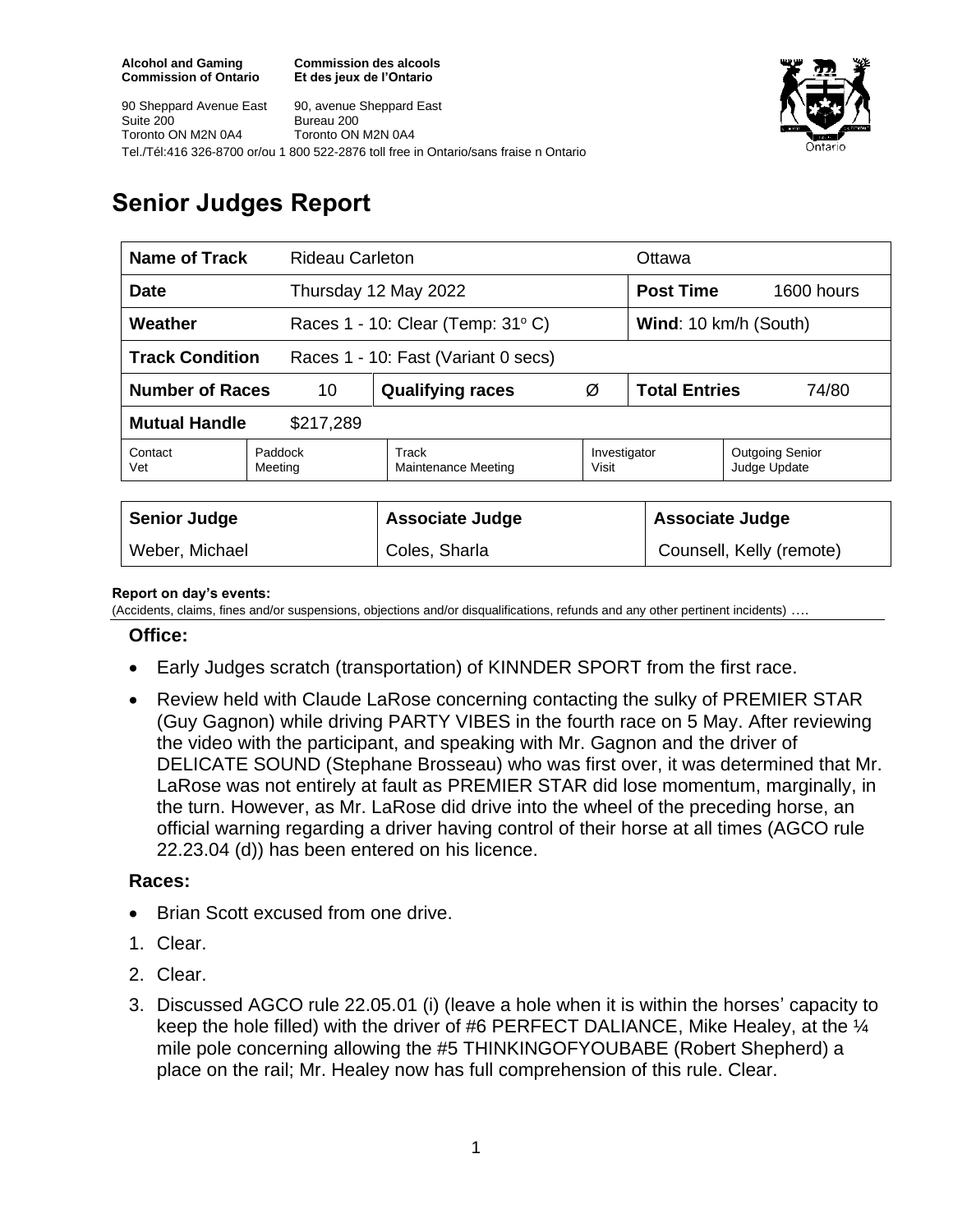**Alcohol and Gaming Commission of Ontario**
**Commission des alcools Et des jeux de l'Ontario**

90 Sheppard Avenue East
Suite 200
Toronto ON M2N 0A4

90, avenue Sheppard East
Bureau 200
Toronto ON M2N 0A4

Tel./Tél:416 326-8700 or/ou 1 800 522-2876 toll free in Ontario/sans fraise n Ontario

# Senior Judges Report

| **Name of Track** | Rideau Carleton | | | Ottawa | |
|---|---|---|---|---|---|
| **Date** | Thursday 12 May 2022 | | | **Post Time** | 1600 hours |
| **Weather** | Races 1 - 10: Clear (Temp: 31° C) | | | **Wind**: 10 km/h (South) | |
| **Track Condition** | Races 1 - 10: Fast (Variant 0 secs) | | | | |
| **Number of Races** | 10 | **Qualifying races** | Ø | **Total Entries** | 74/80 |
| **Mutual Handle** | $217,289 | | | | |
| Contact Vet | Paddock Meeting | Track Maintenance Meeting | | Investigator Visit | Outgoing Senior Judge Update |

| **Senior Judge** | **Associate Judge** | **Associate Judge** |
|---|---|---|
| Weber, Michael | Coles, Sharla | Counsell, Kelly (remote) |

**Report on day's events:**
(Accidents, claims, fines and/or suspensions, objections and/or disqualifications, refunds and any other pertinent incidents) ….

### Office:

- Early Judges scratch (transportation) of KINNDER SPORT from the first race.
- Review held with Claude LaRose concerning contacting the sulky of PREMIER STAR (Guy Gagnon) while driving PARTY VIBES in the fourth race on 5 May. After reviewing the video with the participant, and speaking with Mr. Gagnon and the driver of DELICATE SOUND (Stephane Brosseau) who was first over, it was determined that Mr. LaRose was not entirely at fault as PREMIER STAR did lose momentum, marginally, in the turn. However, as Mr. LaRose did drive into the wheel of the preceding horse, an official warning regarding a driver having control of their horse at all times (AGCO rule 22.23.04 (d)) has been entered on his licence.

### Races:

- Brian Scott excused from one drive.

1. Clear.
2. Clear.
3. Discussed AGCO rule 22.05.01 (i) (leave a hole when it is within the horses' capacity to keep the hole filled) with the driver of #6 PERFECT DALIANCE, Mike Healey, at the ¼ mile pole concerning allowing the #5 THINKINGOFYOUBABE (Robert Shepherd) a place on the rail; Mr. Healey now has full comprehension of this rule. Clear.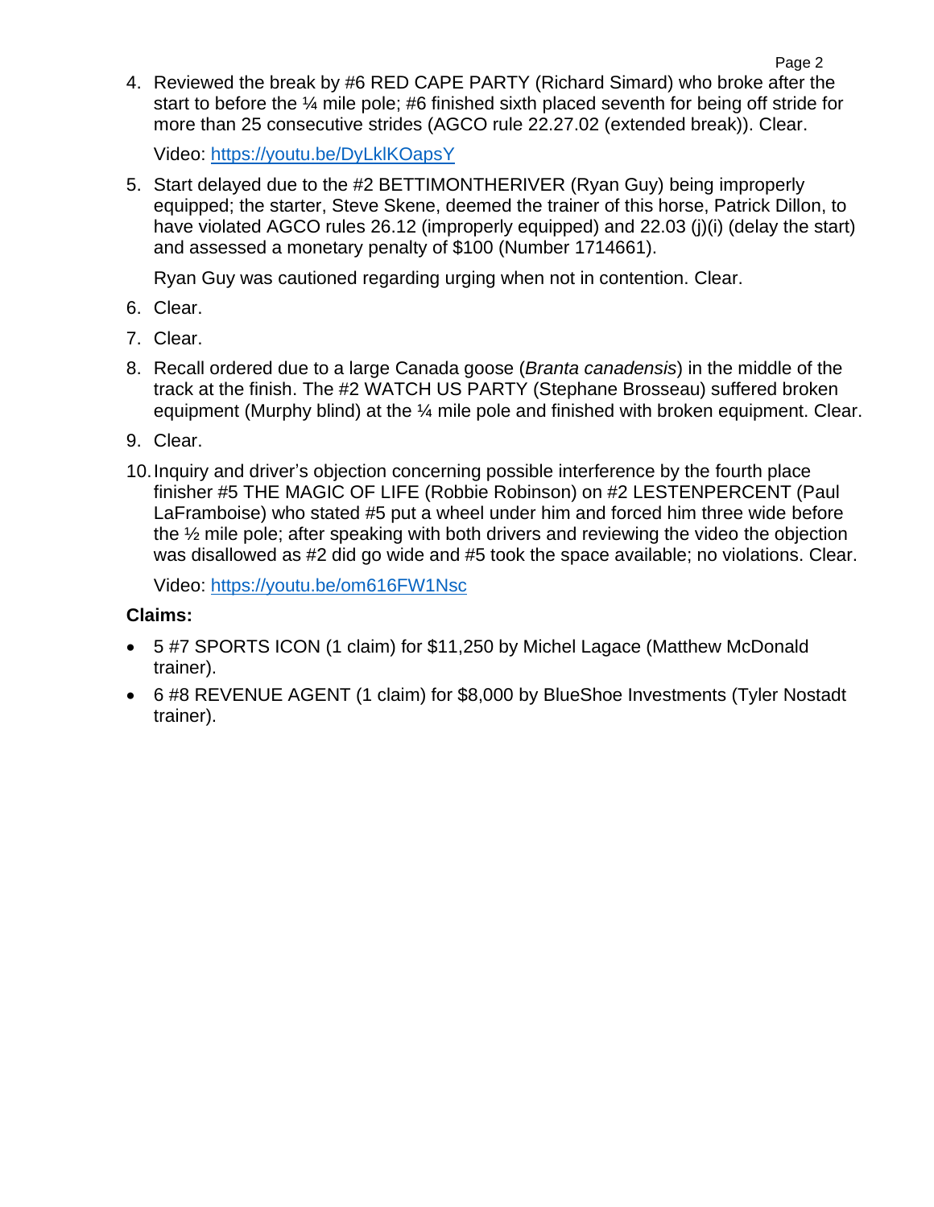4. Reviewed the break by #6 RED CAPE PARTY (Richard Simard) who broke after the start to before the ¼ mile pole; #6 finished sixth placed seventh for being off stride for more than 25 consecutive strides (AGCO rule 22.27.02 (extended break)). Clear.

   Video: https://youtu.be/DyLklKOapsY

5. Start delayed due to the #2 BETTIMONTHERIVER (Ryan Guy) being improperly equipped; the starter, Steve Skene, deemed the trainer of this horse, Patrick Dillon, to have violated AGCO rules 26.12 (improperly equipped) and 22.03 (j)(i) (delay the start) and assessed a monetary penalty of $100 (Number 1714661).

   Ryan Guy was cautioned regarding urging when not in contention. Clear.

6. Clear.

7. Clear.

8. Recall ordered due to a large Canada goose (*Branta canadensis*) in the middle of the track at the finish. The #2 WATCH US PARTY (Stephane Brosseau) suffered broken equipment (Murphy blind) at the ¼ mile pole and finished with broken equipment. Clear.

9. Clear.

10. Inquiry and driver's objection concerning possible interference by the fourth place finisher #5 THE MAGIC OF LIFE (Robbie Robinson) on #2 LESTENPERCENT (Paul LaFramboise) who stated #5 put a wheel under him and forced him three wide before the ½ mile pole; after speaking with both drivers and reviewing the video the objection was disallowed as #2 did go wide and #5 took the space available; no violations. Clear.

    Video: https://youtu.be/om616FW1Nsc

**Claims:**

- 5 #7 SPORTS ICON (1 claim) for $11,250 by Michel Lagace (Matthew McDonald trainer).
- 6 #8 REVENUE AGENT (1 claim) for $8,000 by BlueShoe Investments (Tyler Nostadt trainer).